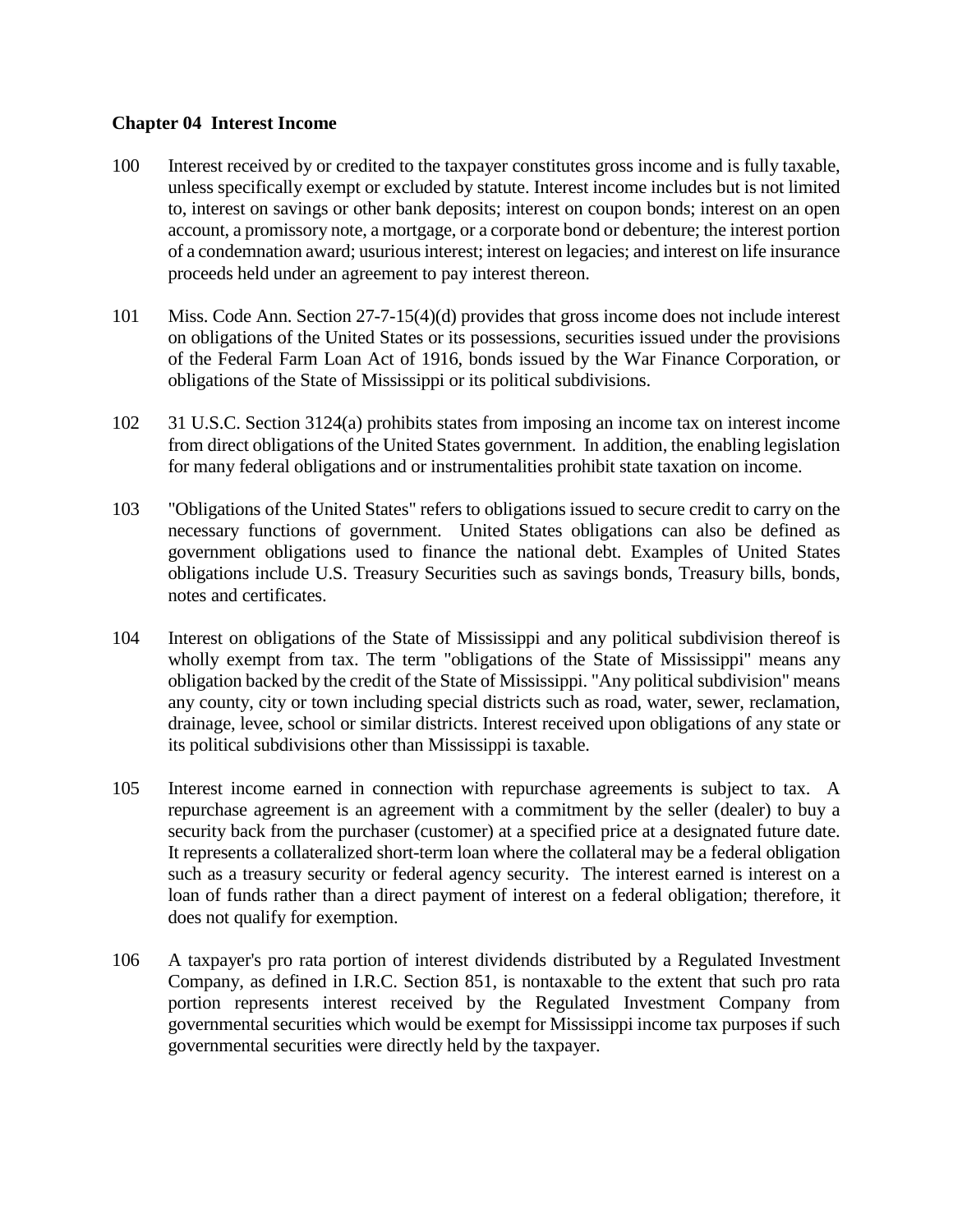**Chapter 04 Interest Income**

100 Interest received by or credited to the taxpayer constitutes gross income and is fully taxable, unless specifically exempt or excluded by statute. Interest income includes but is not limited to, interest on savings or other bank deposits; interest on coupon bonds; interest on an open account, a promissory note, a mortgage, or a corporate bond or debenture; the interest portion of a condemnation award; usurious interest; interest on legacies; and interest on life insurance proceeds held under an agreement to pay interest thereon.

101 Miss. Code Ann. Section 27-7-15(4)(d) provides that gross income does not include interest on obligations of the United States or its possessions, securities issued under the provisions of the Federal Farm Loan Act of 1916, bonds issued by the War Finance Corporation, or obligations of the State of Mississippi or its political subdivisions.

102 31 U.S.C. Section 3124(a) prohibits states from imposing an income tax on interest income from direct obligations of the United States government. In addition, the enabling legislation for many federal obligations and or instrumentalities prohibit state taxation on income.

103 "Obligations of the United States" refers to obligations issued to secure credit to carry on the necessary functions of government. United States obligations can also be defined as government obligations used to finance the national debt. Examples of United States obligations include U.S. Treasury Securities such as savings bonds, Treasury bills, bonds, notes and certificates.

104 Interest on obligations of the State of Mississippi and any political subdivision thereof is wholly exempt from tax. The term "obligations of the State of Mississippi" means any obligation backed by the credit of the State of Mississippi. "Any political subdivision" means any county, city or town including special districts such as road, water, sewer, reclamation, drainage, levee, school or similar districts. Interest received upon obligations of any state or its political subdivisions other than Mississippi is taxable.

105 Interest income earned in connection with repurchase agreements is subject to tax. A repurchase agreement is an agreement with a commitment by the seller (dealer) to buy a security back from the purchaser (customer) at a specified price at a designated future date. It represents a collateralized short-term loan where the collateral may be a federal obligation such as a treasury security or federal agency security. The interest earned is interest on a loan of funds rather than a direct payment of interest on a federal obligation; therefore, it does not qualify for exemption.

106 A taxpayer's pro rata portion of interest dividends distributed by a Regulated Investment Company, as defined in I.R.C. Section 851, is nontaxable to the extent that such pro rata portion represents interest received by the Regulated Investment Company from governmental securities which would be exempt for Mississippi income tax purposes if such governmental securities were directly held by the taxpayer.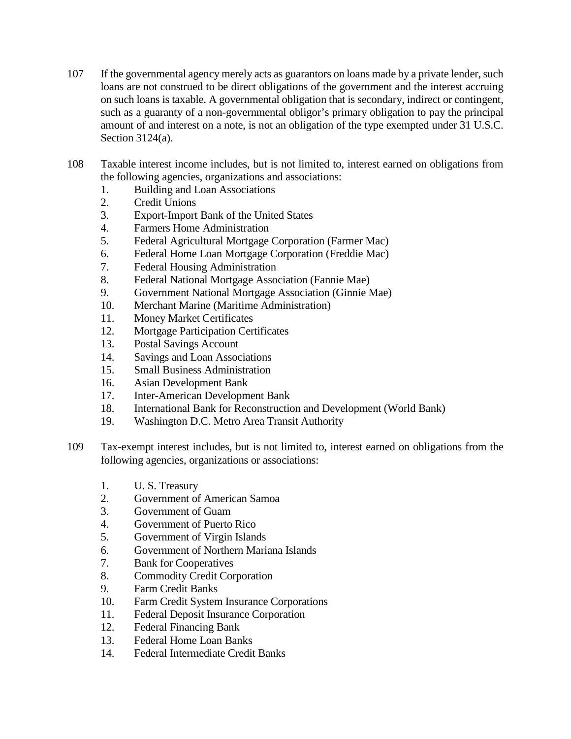107 If the governmental agency merely acts as guarantors on loans made by a private lender, such loans are not construed to be direct obligations of the government and the interest accruing on such loans is taxable. A governmental obligation that is secondary, indirect or contingent, such as a guaranty of a non-governmental obligor's primary obligation to pay the principal amount of and interest on a note, is not an obligation of the type exempted under 31 U.S.C. Section 3124(a).

108 Taxable interest income includes, but is not limited to, interest earned on obligations from the following agencies, organizations and associations:

1. Building and Loan Associations
2. Credit Unions
3. Export-Import Bank of the United States
4. Farmers Home Administration
5. Federal Agricultural Mortgage Corporation (Farmer Mac)
6. Federal Home Loan Mortgage Corporation (Freddie Mac)
7. Federal Housing Administration
8. Federal National Mortgage Association (Fannie Mae)
9. Government National Mortgage Association (Ginnie Mae)
10. Merchant Marine (Maritime Administration)
11. Money Market Certificates
12. Mortgage Participation Certificates
13. Postal Savings Account
14. Savings and Loan Associations
15. Small Business Administration
16. Asian Development Bank
17. Inter-American Development Bank
18. International Bank for Reconstruction and Development (World Bank)
19. Washington D.C. Metro Area Transit Authority

109 Tax-exempt interest includes, but is not limited to, interest earned on obligations from the following agencies, organizations or associations:

1. U. S. Treasury
2. Government of American Samoa
3. Government of Guam
4. Government of Puerto Rico
5. Government of Virgin Islands
6. Government of Northern Mariana Islands
7. Bank for Cooperatives
8. Commodity Credit Corporation
9. Farm Credit Banks
10. Farm Credit System Insurance Corporations
11. Federal Deposit Insurance Corporation
12. Federal Financing Bank
13. Federal Home Loan Banks
14. Federal Intermediate Credit Banks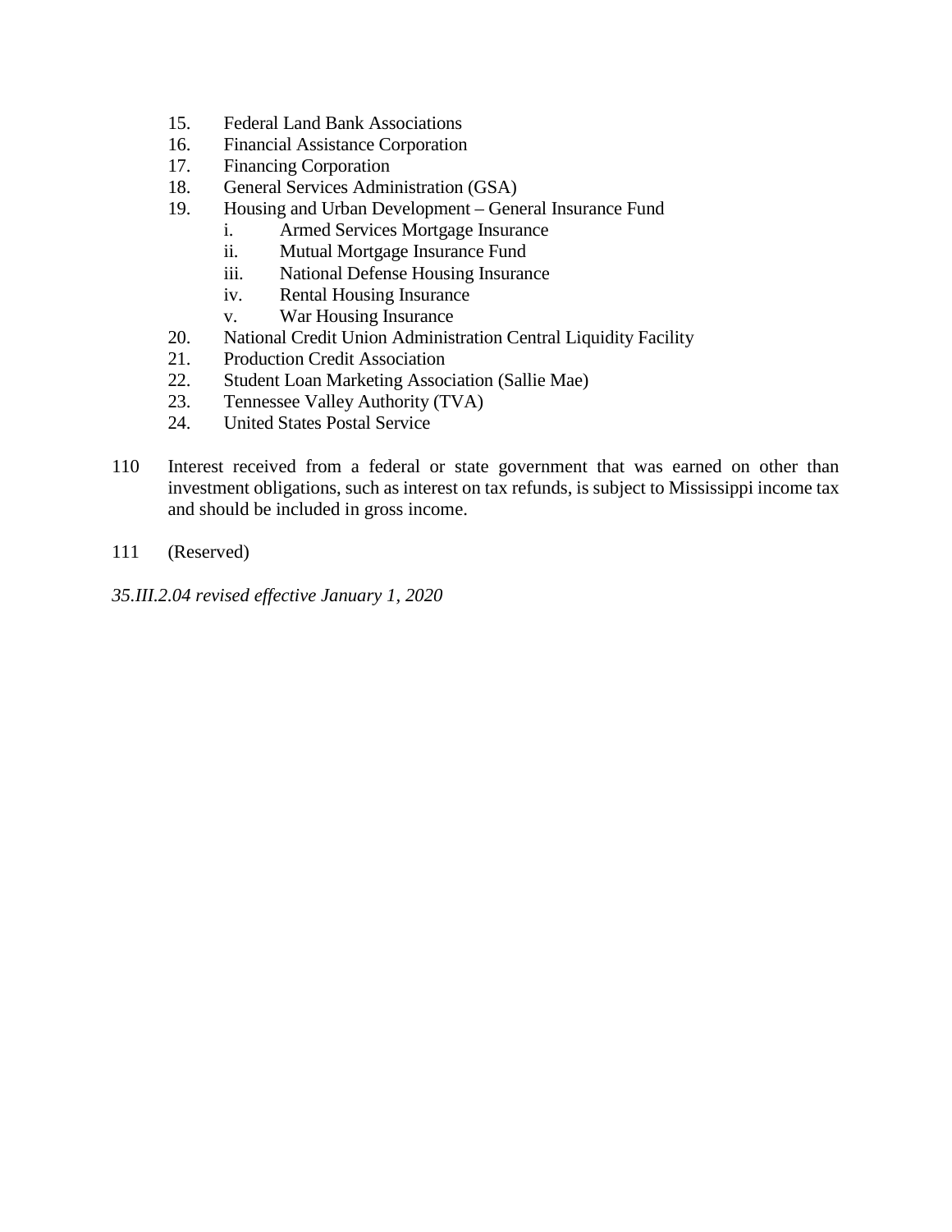15. Federal Land Bank Associations
16. Financial Assistance Corporation
17. Financing Corporation
18. General Services Administration (GSA)
19. Housing and Urban Development – General Insurance Fund
    - i. Armed Services Mortgage Insurance
    - ii. Mutual Mortgage Insurance Fund
    - iii. National Defense Housing Insurance
    - iv. Rental Housing Insurance
    - v. War Housing Insurance
20. National Credit Union Administration Central Liquidity Facility
21. Production Credit Association
22. Student Loan Marketing Association (Sallie Mae)
23. Tennessee Valley Authority (TVA)
24. United States Postal Service

110 Interest received from a federal or state government that was earned on other than investment obligations, such as interest on tax refunds, is subject to Mississippi income tax and should be included in gross income.

111 (Reserved)

*35.III.2.04 revised effective January 1, 2020*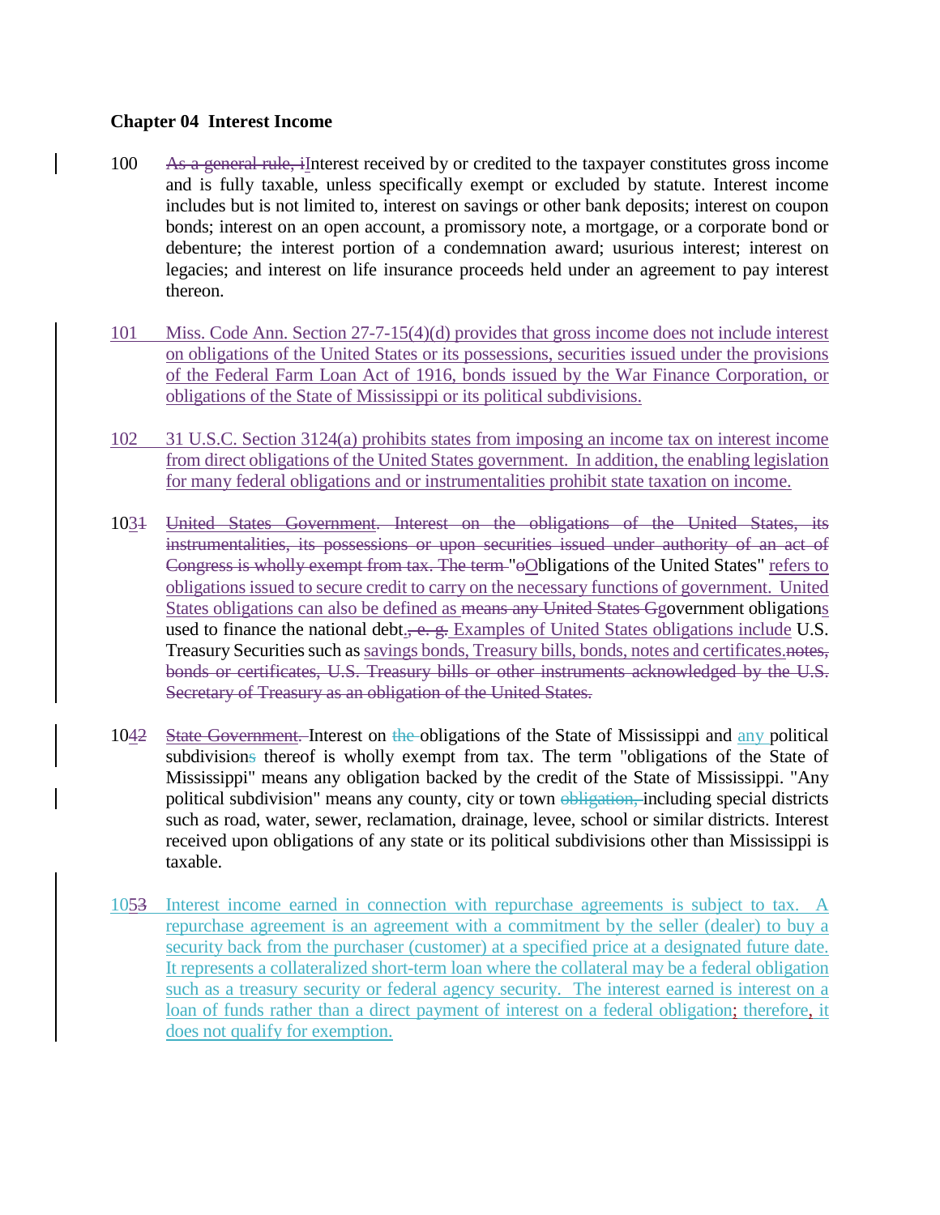**Chapter 04 Interest Income**

100 ~~As a general rule, i~~Interest received by or credited to the taxpayer constitutes gross income and is fully taxable, unless specifically exempt or excluded by statute. Interest income includes but is not limited to, interest on savings or other bank deposits; interest on coupon bonds; interest on an open account, a promissory note, a mortgage, or a corporate bond or debenture; the interest portion of a condemnation award; usurious interest; interest on legacies; and interest on life insurance proceeds held under an agreement to pay interest thereon.

101 Miss. Code Ann. Section 27-7-15(4)(d) provides that gross income does not include interest on obligations of the United States or its possessions, securities issued under the provisions of the Federal Farm Loan Act of 1916, bonds issued by the War Finance Corporation, or obligations of the State of Mississippi or its political subdivisions.

102 31 U.S.C. Section 3124(a) prohibits states from imposing an income tax on interest income from direct obligations of the United States government. In addition, the enabling legislation for many federal obligations and or instrumentalities prohibit state taxation on income.

103~~1~~ ~~United States Government. Interest on the obligations of the United States, its instrumentalities, its possessions or upon securities issued under authority of an act of Congress is wholly exempt from tax. The term~~ "~~o~~Obligations of the United States" refers to obligations issued to secure credit to carry on the necessary functions of government. United States obligations can also be defined as ~~means any United States G~~Government obligations used to finance the national debt.~~, e. g.~~ Examples of United States obligations include U.S. Treasury Securities such as savings bonds, Treasury bills, bonds, notes and certificates.~~notes, bonds or certificates, U.S. Treasury bills or other instruments acknowledged by the U.S. Secretary of Treasury as an obligation of the United States.~~

104~~2~~ ~~State Government.~~ Interest on ~~the~~ obligations of the State of Mississippi and any political subdivision~~s~~ thereof is wholly exempt from tax. The term "obligations of the State of Mississippi" means any obligation backed by the credit of the State of Mississippi. "Any political subdivision" means any county, city or town ~~obligation,~~ including special districts such as road, water, sewer, reclamation, drainage, levee, school or similar districts. Interest received upon obligations of any state or its political subdivisions other than Mississippi is taxable.

105~~3~~ Interest income earned in connection with repurchase agreements is subject to tax. A repurchase agreement is an agreement with a commitment by the seller (dealer) to buy a security back from the purchaser (customer) at a specified price at a designated future date. It represents a collateralized short-term loan where the collateral may be a federal obligation such as a treasury security or federal agency security. The interest earned is interest on a loan of funds rather than a direct payment of interest on a federal obligation; therefore, it does not qualify for exemption.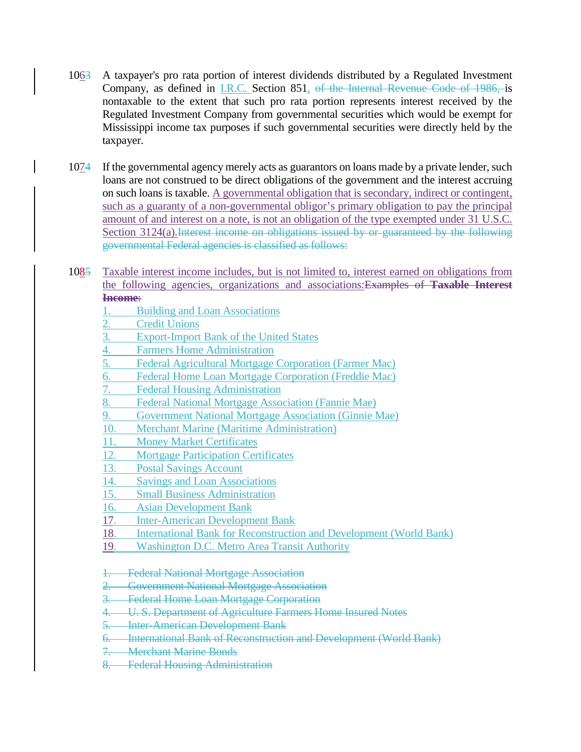1063 A taxpayer's pro rata portion of interest dividends distributed by a Regulated Investment Company, as defined in I.R.C. Section 851, of the Internal Revenue Code of 1986, is nontaxable to the extent that such pro rata portion represents interest received by the Regulated Investment Company from governmental securities which would be exempt for Mississippi income tax purposes if such governmental securities were directly held by the taxpayer.

1074 If the governmental agency merely acts as guarantors on loans made by a private lender, such loans are not construed to be direct obligations of the government and the interest accruing on such loans is taxable. A governmental obligation that is secondary, indirect or contingent, such as a guaranty of a non-governmental obligor's primary obligation to pay the principal amount of and interest on a note, is not an obligation of the type exempted under 31 U.S.C. Section 3124(a).~~Interest income on obligations issued by or guaranteed by the following governmental Federal agencies is classified as follows:~~

1085 Taxable interest income includes, but is not limited to, interest earned on obligations from the following agencies, organizations and associations:~~Examples of **Taxable Interest Income**:~~

1. Building and Loan Associations
2. Credit Unions
3. Export-Import Bank of the United States
4. Farmers Home Administration
5. Federal Agricultural Mortgage Corporation (Farmer Mac)
6. Federal Home Loan Mortgage Corporation (Freddie Mac)
7. Federal Housing Administration
8. Federal National Mortgage Association (Fannie Mae)
9. Government National Mortgage Association (Ginnie Mae)
10. Merchant Marine (Maritime Administration)
11. Money Market Certificates
12. Mortgage Participation Certificates
13. Postal Savings Account
14. Savings and Loan Associations
15. Small Business Administration
16. Asian Development Bank
17. Inter-American Development Bank
18. International Bank for Reconstruction and Development (World Bank)
19. Washington D.C. Metro Area Transit Authority

~~1. Federal National Mortgage Association~~
~~2. Government National Mortgage Association~~
~~3. Federal Home Loan Mortgage Corporation~~
~~4. U. S. Department of Agriculture Farmers Home Insured Notes~~
~~5. Inter-American Development Bank~~
~~6. International Bank of Reconstruction and Development (World Bank)~~
~~7. Merchant Marine Bonds~~
~~8. Federal Housing Administration~~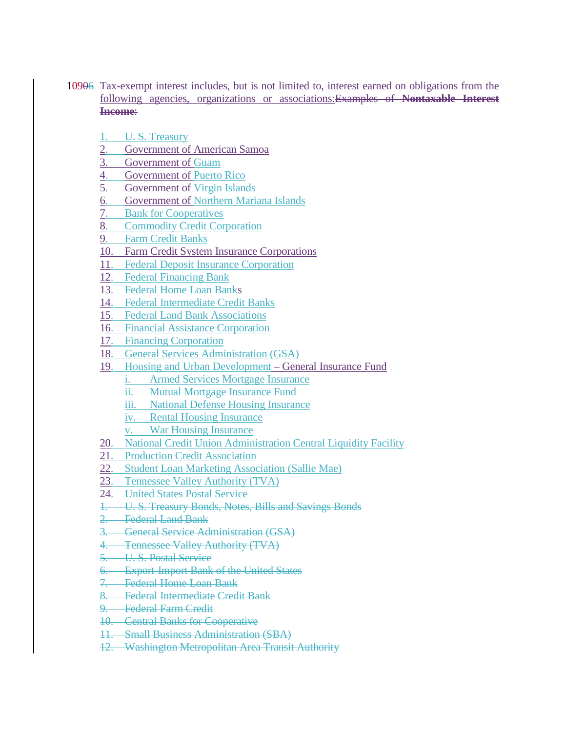10906 Tax-exempt interest includes, but is not limited to, interest earned on obligations from the following agencies, organizations or associations:~~Examples of **Nontaxable Interest Income**:~~

1. U. S. Treasury
2. Government of American Samoa
3. Government of Guam
4. Government of Puerto Rico
5. Government of Virgin Islands
6. Government of Northern Mariana Islands
7. Bank for Cooperatives
8. Commodity Credit Corporation
9. Farm Credit Banks
10. Farm Credit System Insurance Corporations
11. Federal Deposit Insurance Corporation
12. Federal Financing Bank
13. Federal Home Loan Banks
14. Federal Intermediate Credit Banks
15. Federal Land Bank Associations
16. Financial Assistance Corporation
17. Financing Corporation
18. General Services Administration (GSA)
19. Housing and Urban Development – General Insurance Fund
    - i. Armed Services Mortgage Insurance
    - ii. Mutual Mortgage Insurance Fund
    - iii. National Defense Housing Insurance
    - iv. Rental Housing Insurance
    - v. War Housing Insurance
20. National Credit Union Administration Central Liquidity Facility
21. Production Credit Association
22. Student Loan Marketing Association (Sallie Mae)
23. Tennessee Valley Authority (TVA)
24. United States Postal Service

~~1. U. S. Treasury Bonds, Notes, Bills and Savings Bonds~~
~~2. Federal Land Bank~~
~~3. General Service Administration (GSA)~~
~~4. Tennessee Valley Authority (TVA)~~
~~5. U. S. Postal Service~~
~~6. Export-Import Bank of the United States~~
~~7. Federal Home Loan Bank~~
~~8. Federal Intermediate Credit Bank~~
~~9. Federal Farm Credit~~
~~10. Central Banks for Cooperative~~
~~11. Small Business Administration (SBA)~~
~~12. Washington Metropolitan Area Transit Authority~~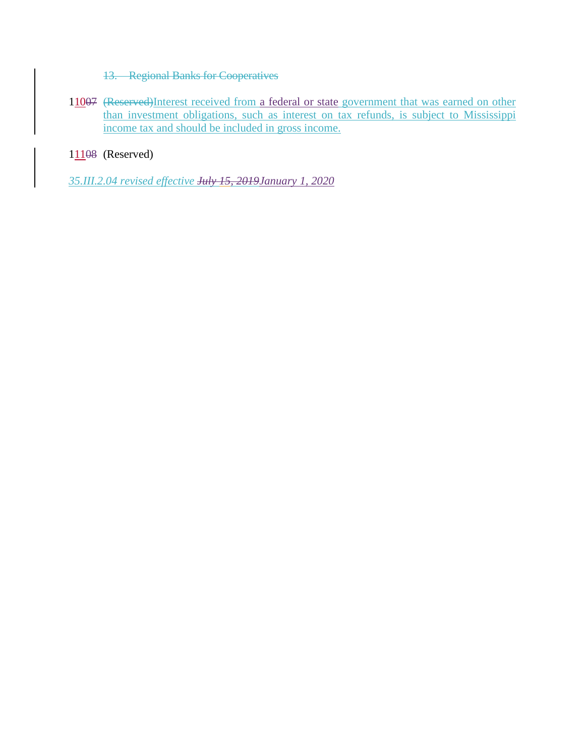~~13. Regional Banks for Cooperatives~~

11007 ~~(Reserved)~~Interest received from a federal or state government that was earned on other than investment obligations, such as interest on tax refunds, is subject to Mississippi income tax and should be included in gross income.

11108 (Reserved)

*35.III.2.04 revised effective ~~July 15, 2019~~January 1, 2020*